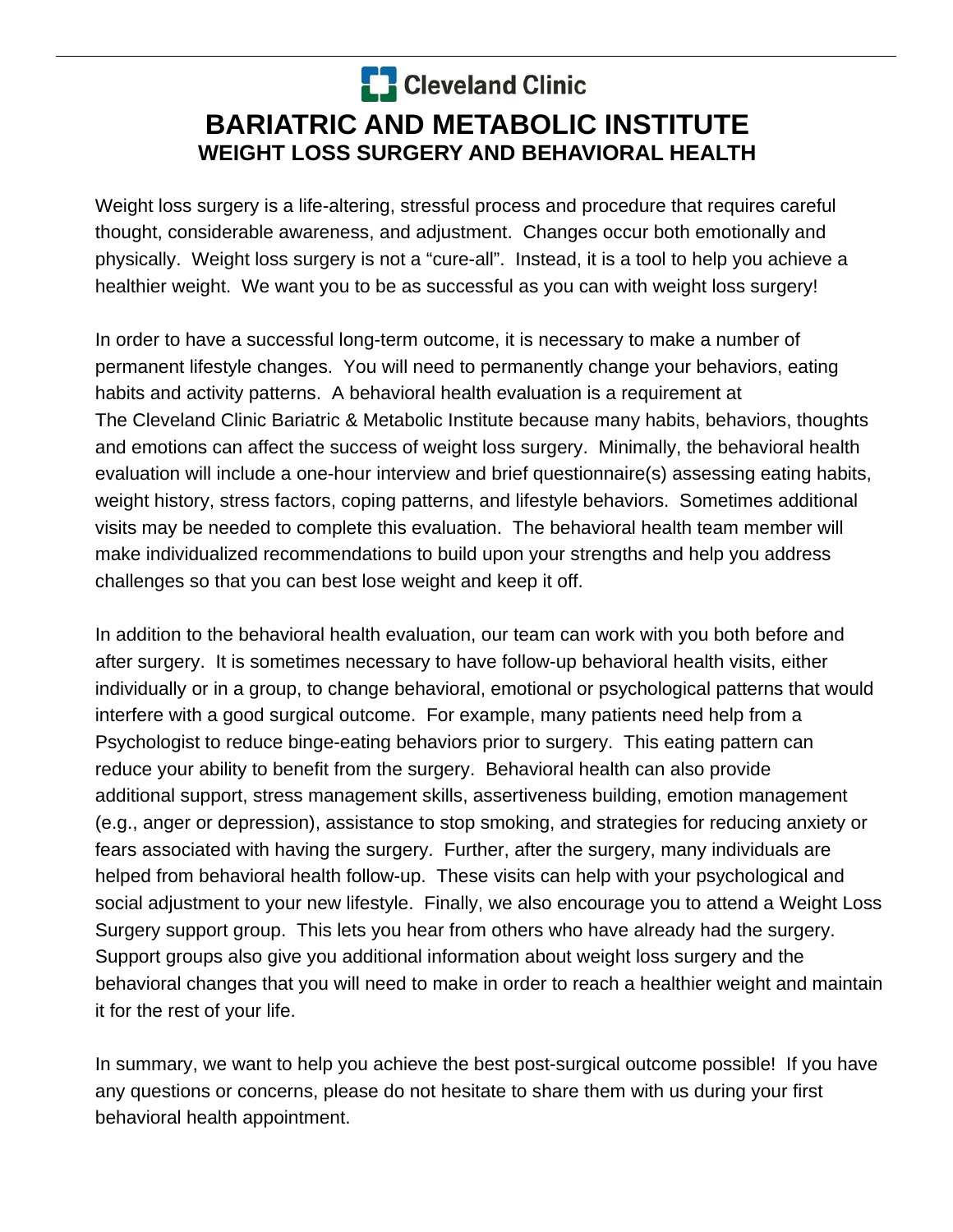Cleveland Clinic

# BARIATRIC AND METABOLIC INSTITUTE

## WEIGHT LOSS SURGERY AND BEHAVIORAL HEALTH

Weight loss surgery is a life-altering, stressful process and procedure that requires careful thought, considerable awareness, and adjustment. Changes occur both emotionally and physically. Weight loss surgery is not a "cure-all". Instead, it is a tool to help you achieve a healthier weight. We want you to be as successful as you can with weight loss surgery!

In order to have a successful long-term outcome, it is necessary to make a number of permanent lifestyle changes. You will need to permanently change your behaviors, eating habits and activity patterns. A behavioral health evaluation is a requirement at The Cleveland Clinic Bariatric & Metabolic Institute because many habits, behaviors, thoughts and emotions can affect the success of weight loss surgery. Minimally, the behavioral health evaluation will include a one-hour interview and brief questionnaire(s) assessing eating habits, weight history, stress factors, coping patterns, and lifestyle behaviors. Sometimes additional visits may be needed to complete this evaluation. The behavioral health team member will make individualized recommendations to build upon your strengths and help you address challenges so that you can best lose weight and keep it off.

In addition to the behavioral health evaluation, our team can work with you both before and after surgery. It is sometimes necessary to have follow-up behavioral health visits, either individually or in a group, to change behavioral, emotional or psychological patterns that would interfere with a good surgical outcome. For example, many patients need help from a Psychologist to reduce binge-eating behaviors prior to surgery. This eating pattern can reduce your ability to benefit from the surgery. Behavioral health can also provide additional support, stress management skills, assertiveness building, emotion management (e.g., anger or depression), assistance to stop smoking, and strategies for reducing anxiety or fears associated with having the surgery. Further, after the surgery, many individuals are helped from behavioral health follow-up. These visits can help with your psychological and social adjustment to your new lifestyle. Finally, we also encourage you to attend a Weight Loss Surgery support group. This lets you hear from others who have already had the surgery. Support groups also give you additional information about weight loss surgery and the behavioral changes that you will need to make in order to reach a healthier weight and maintain it for the rest of your life.

In summary, we want to help you achieve the best post-surgical outcome possible! If you have any questions or concerns, please do not hesitate to share them with us during your first behavioral health appointment.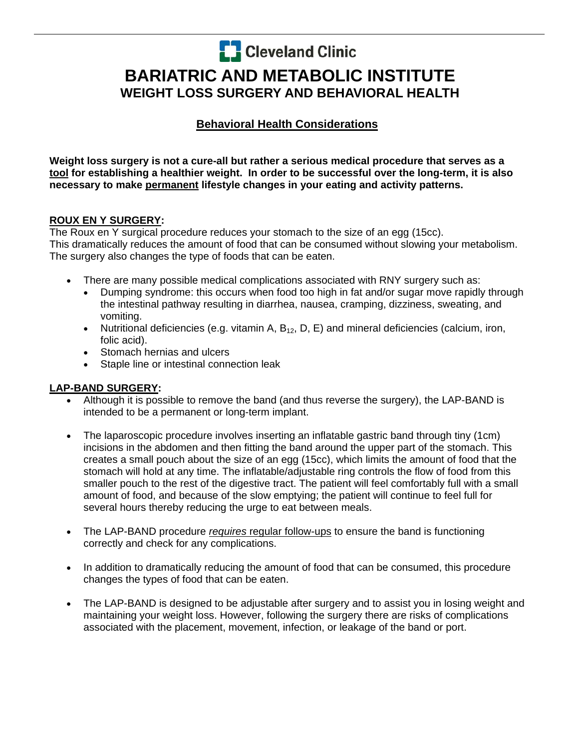Cleveland Clinic

# BARIATRIC AND METABOLIC INSTITUTE

## WEIGHT LOSS SURGERY AND BEHAVIORAL HEALTH

### Behavioral Health Considerations

**Weight loss surgery is not a cure-all but rather a serious medical procedure that serves as a tool for establishing a healthier weight. In order to be successful over the long-term, it is also necessary to make permanent lifestyle changes in your eating and activity patterns.**

**ROUX EN Y SURGERY:**

The Roux en Y surgical procedure reduces your stomach to the size of an egg (15cc). This dramatically reduces the amount of food that can be consumed without slowing your metabolism. The surgery also changes the type of foods that can be eaten.

- There are many possible medical complications associated with RNY surgery such as:
  - Dumping syndrome: this occurs when food too high in fat and/or sugar move rapidly through the intestinal pathway resulting in diarrhea, nausea, cramping, dizziness, sweating, and vomiting.
  - Nutritional deficiencies (e.g. vitamin A, $B_{12}$, D, E) and mineral deficiencies (calcium, iron, folic acid).
  - Stomach hernias and ulcers
  - Staple line or intestinal connection leak

**LAP-BAND SURGERY:**

- Although it is possible to remove the band (and thus reverse the surgery), the LAP-BAND is intended to be a permanent or long-term implant.

- The laparoscopic procedure involves inserting an inflatable gastric band through tiny (1cm) incisions in the abdomen and then fitting the band around the upper part of the stomach. This creates a small pouch about the size of an egg (15cc), which limits the amount of food that the stomach will hold at any time. The inflatable/adjustable ring controls the flow of food from this smaller pouch to the rest of the digestive tract. The patient will feel comfortably full with a small amount of food, and because of the slow emptying; the patient will continue to feel full for several hours thereby reducing the urge to eat between meals.

- The LAP-BAND procedure *requires* regular follow-ups to ensure the band is functioning correctly and check for any complications.

- In addition to dramatically reducing the amount of food that can be consumed, this procedure changes the types of food that can be eaten.

- The LAP-BAND is designed to be adjustable after surgery and to assist you in losing weight and maintaining your weight loss. However, following the surgery there are risks of complications associated with the placement, movement, infection, or leakage of the band or port.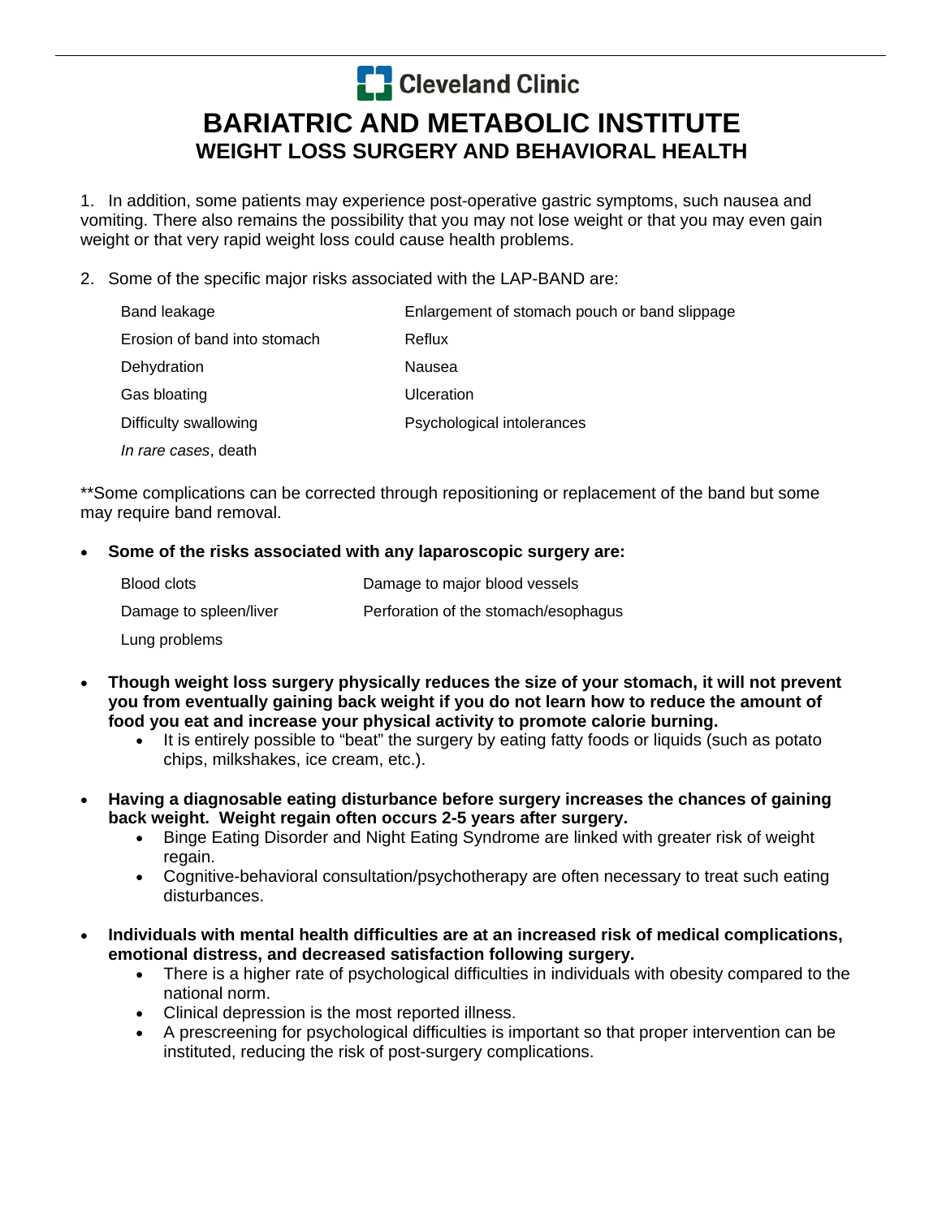# Cleveland Clinic

# BARIATRIC AND METABOLIC INSTITUTE

## WEIGHT LOSS SURGERY AND BEHAVIORAL HEALTH

1. In addition, some patients may experience post-operative gastric symptoms, such nausea and vomiting. There also remains the possibility that you may not lose weight or that you may even gain weight or that very rapid weight loss could cause health problems.

2. Some of the specific major risks associated with the LAP-BAND are:

| | |
|---|---|
| Band leakage | Enlargement of stomach pouch or band slippage |
| Erosion of band into stomach | Reflux |
| Dehydration | Nausea |
| Gas bloating | Ulceration |
| Difficulty swallowing | Psychological intolerances |
| *In rare cases*, death | |

**Some complications can be corrected through repositioning or replacement of the band but some may require band removal.

- **Some of the risks associated with any laparoscopic surgery are:**

| | |
|---|---|
| Blood clots | Damage to major blood vessels |
| Damage to spleen/liver | Perforation of the stomach/esophagus |
| Lung problems | |

- **Though weight loss surgery physically reduces the size of your stomach, it will not prevent you from eventually gaining back weight if you do not learn how to reduce the amount of food you eat and increase your physical activity to promote calorie burning.**
  - It is entirely possible to "beat" the surgery by eating fatty foods or liquids (such as potato chips, milkshakes, ice cream, etc.).

- **Having a diagnosable eating disturbance before surgery increases the chances of gaining back weight. Weight regain often occurs 2-5 years after surgery.**
  - Binge Eating Disorder and Night Eating Syndrome are linked with greater risk of weight regain.
  - Cognitive-behavioral consultation/psychotherapy are often necessary to treat such eating disturbances.

- **Individuals with mental health difficulties are at an increased risk of medical complications, emotional distress, and decreased satisfaction following surgery.**
  - There is a higher rate of psychological difficulties in individuals with obesity compared to the national norm.
  - Clinical depression is the most reported illness.
  - A prescreening for psychological difficulties is important so that proper intervention can be instituted, reducing the risk of post-surgery complications.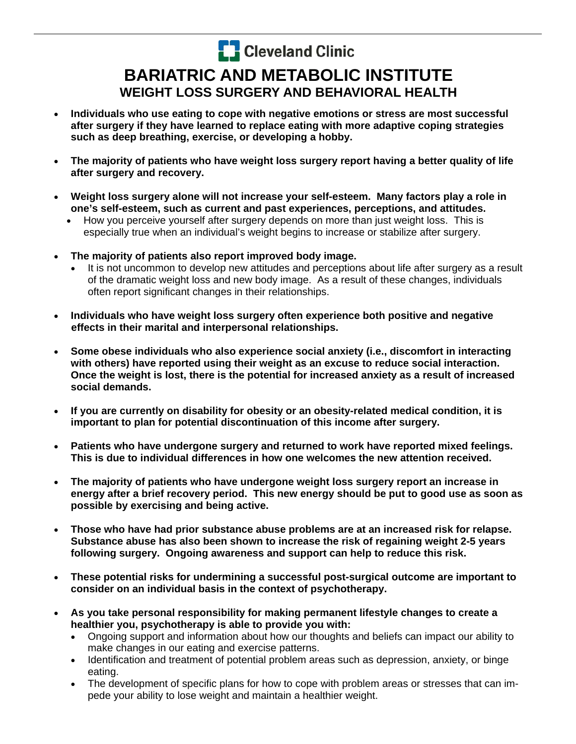Cleveland Clinic

# BARIATRIC AND METABOLIC INSTITUTE

## WEIGHT LOSS SURGERY AND BEHAVIORAL HEALTH

- **Individuals who use eating to cope with negative emotions or stress are most successful after surgery if they have learned to replace eating with more adaptive coping strategies such as deep breathing, exercise, or developing a hobby.**

- **The majority of patients who have weight loss surgery report having a better quality of life after surgery and recovery.**

- **Weight loss surgery alone will not increase your self-esteem. Many factors play a role in one's self-esteem, such as current and past experiences, perceptions, and attitudes.**
  - How you perceive yourself after surgery depends on more than just weight loss. This is especially true when an individual's weight begins to increase or stabilize after surgery.

- **The majority of patients also report improved body image.**
  - It is not uncommon to develop new attitudes and perceptions about life after surgery as a result of the dramatic weight loss and new body image. As a result of these changes, individuals often report significant changes in their relationships.

- **Individuals who have weight loss surgery often experience both positive and negative effects in their marital and interpersonal relationships.**

- **Some obese individuals who also experience social anxiety (i.e., discomfort in interacting with others) have reported using their weight as an excuse to reduce social interaction. Once the weight is lost, there is the potential for increased anxiety as a result of increased social demands.**

- **If you are currently on disability for obesity or an obesity-related medical condition, it is important to plan for potential discontinuation of this income after surgery.**

- **Patients who have undergone surgery and returned to work have reported mixed feelings. This is due to individual differences in how one welcomes the new attention received.**

- **The majority of patients who have undergone weight loss surgery report an increase in energy after a brief recovery period. This new energy should be put to good use as soon as possible by exercising and being active.**

- **Those who have had prior substance abuse problems are at an increased risk for relapse. Substance abuse has also been shown to increase the risk of regaining weight 2-5 years following surgery. Ongoing awareness and support can help to reduce this risk.**

- **These potential risks for undermining a successful post-surgical outcome are important to consider on an individual basis in the context of psychotherapy.**

- **As you take personal responsibility for making permanent lifestyle changes to create a healthier you, psychotherapy is able to provide you with:**
  - Ongoing support and information about how our thoughts and beliefs can impact our ability to make changes in our eating and exercise patterns.
  - Identification and treatment of potential problem areas such as depression, anxiety, or binge eating.
  - The development of specific plans for how to cope with problem areas or stresses that can impede your ability to lose weight and maintain a healthier weight.